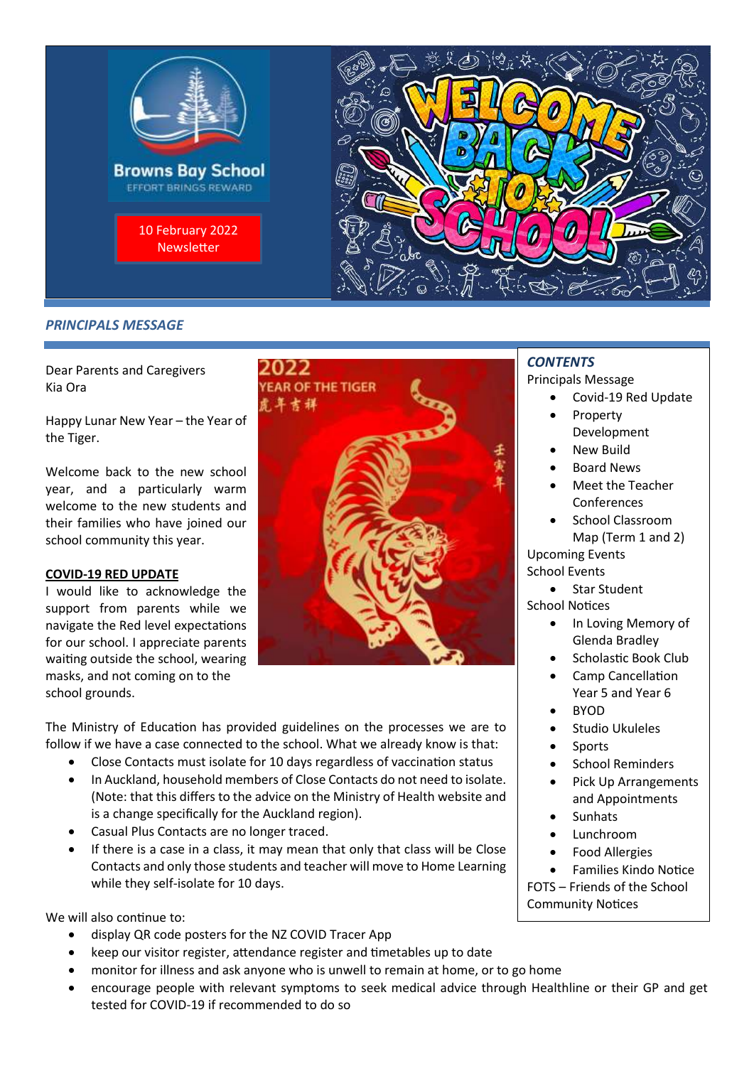Browns Bay School

EFFORT BRINGS REWARD

10 February 2022 Newsletter

## *PRINCIPALS MESSAGE*

Dear Parents and Caregivers
Kia Ora

Happy Lunar New Year – the Year of the Tiger.

Welcome back to the new school year, and a particularly warm welcome to the new students and their families who have joined our school community this year.

**COVID-19 RED UPDATE**

I would like to acknowledge the support from parents while we navigate the Red level expectations for our school. I appreciate parents waiting outside the school, wearing masks, and not coming on to the school grounds.

The Ministry of Education has provided guidelines on the processes we are to follow if we have a case connected to the school. What we already know is that:

- Close Contacts must isolate for 10 days regardless of vaccination status
- In Auckland, household members of Close Contacts do not need to isolate. (Note: that this differs to the advice on the Ministry of Health website and is a change specifically for the Auckland region).
- Casual Plus Contacts are no longer traced.
- If there is a case in a class, it may mean that only that class will be Close Contacts and only those students and teacher will move to Home Learning while they self-isolate for 10 days.

We will also continue to:

- display QR code posters for the NZ COVID Tracer App
- keep our visitor register, attendance register and timetables up to date
- monitor for illness and ask anyone who is unwell to remain at home, or to go home
- encourage people with relevant symptoms to seek medical advice through Healthline or their GP and get tested for COVID-19 if recommended to do so

### *CONTENTS*

Principals Message

- Covid-19 Red Update
- Property Development
- New Build
- Board News
- Meet the Teacher Conferences
- School Classroom Map (Term 1 and 2)

Upcoming Events

School Events

- Star Student

School Notices

- In Loving Memory of Glenda Bradley
- Scholastic Book Club
- Camp Cancellation Year 5 and Year 6
- BYOD
- Studio Ukuleles
- Sports
- School Reminders
- Pick Up Arrangements and Appointments
- Sunhats
- Lunchroom
- Food Allergies
- Families Kindo Notice

FOTS – Friends of the School

Community Notices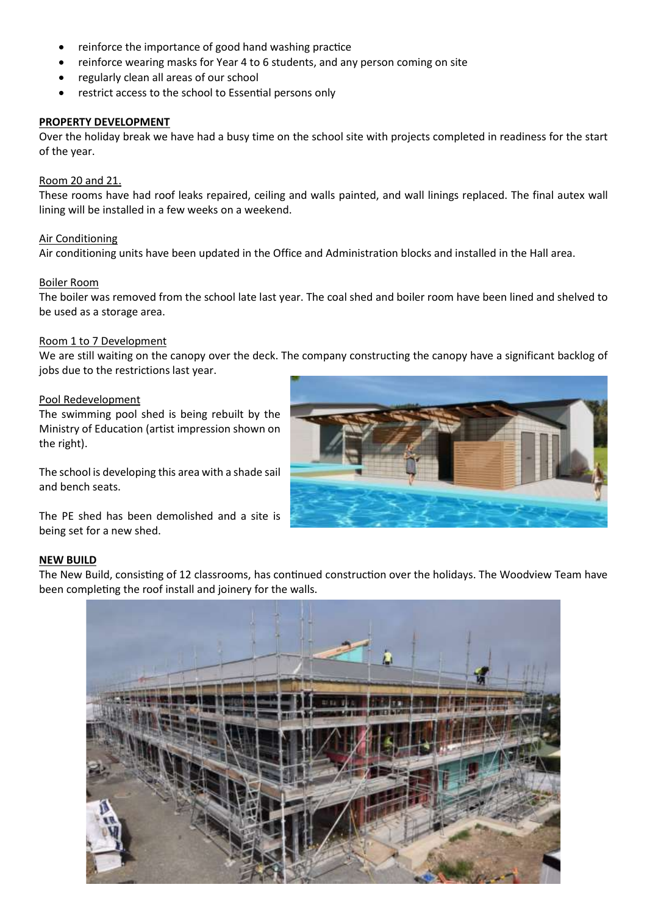- reinforce the importance of good hand washing practice
- reinforce wearing masks for Year 4 to 6 students, and any person coming on site
- regularly clean all areas of our school
- restrict access to the school to Essential persons only

## PROPERTY DEVELOPMENT

Over the holiday break we have had a busy time on the school site with projects completed in readiness for the start of the year.

### Room 20 and 21.

These rooms have had roof leaks repaired, ceiling and walls painted, and wall linings replaced. The final autex wall lining will be installed in a few weeks on a weekend.

### Air Conditioning

Air conditioning units have been updated in the Office and Administration blocks and installed in the Hall area.

### Boiler Room

The boiler was removed from the school late last year. The coal shed and boiler room have been lined and shelved to be used as a storage area.

### Room 1 to 7 Development

We are still waiting on the canopy over the deck. The company constructing the canopy have a significant backlog of jobs due to the restrictions last year.

### Pool Redevelopment

The swimming pool shed is being rebuilt by the Ministry of Education (artist impression shown on the right).

The school is developing this area with a shade sail and bench seats.

The PE shed has been demolished and a site is being set for a new shed.

## NEW BUILD

The New Build, consisting of 12 classrooms, has continued construction over the holidays. The Woodview Team have been completing the roof install and joinery for the walls.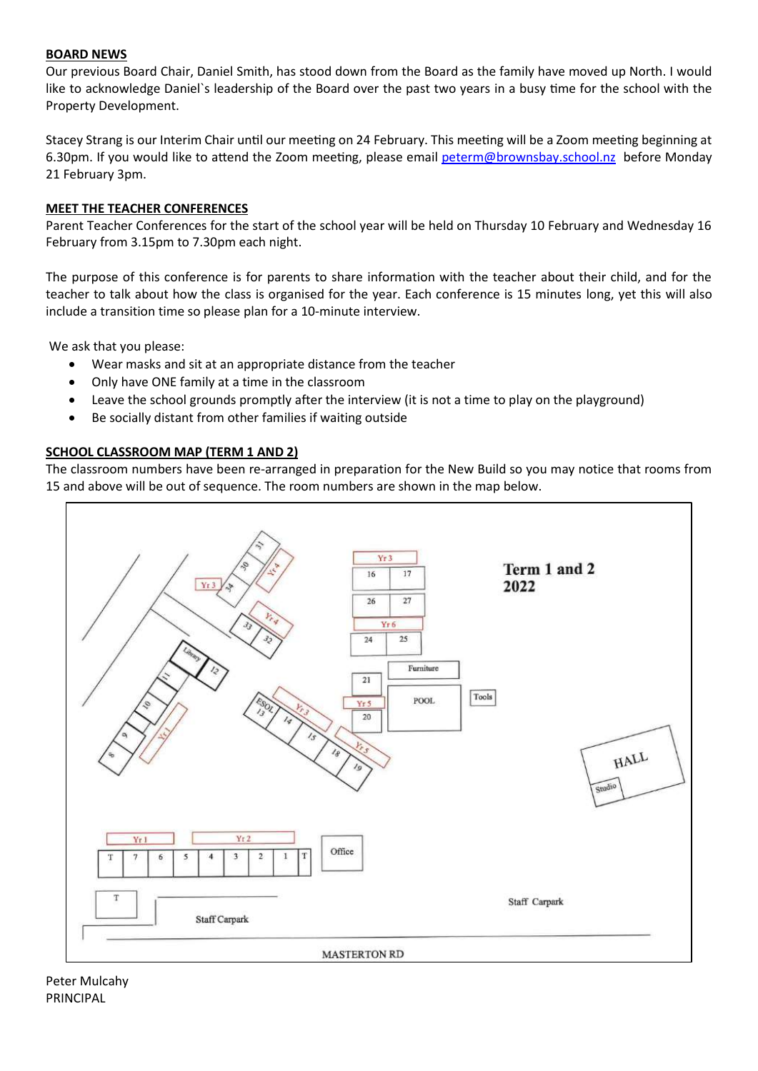**BOARD NEWS**

Our previous Board Chair, Daniel Smith, has stood down from the Board as the family have moved up North. I would like to acknowledge Daniel`s leadership of the Board over the past two years in a busy time for the school with the Property Development.

Stacey Strang is our Interim Chair until our meeting on 24 February. This meeting will be a Zoom meeting beginning at 6.30pm. If you would like to attend the Zoom meeting, please email peterm@brownsbay.school.nz before Monday 21 February 3pm.

**MEET THE TEACHER CONFERENCES**

Parent Teacher Conferences for the start of the school year will be held on Thursday 10 February and Wednesday 16 February from 3.15pm to 7.30pm each night.

The purpose of this conference is for parents to share information with the teacher about their child, and for the teacher to talk about how the class is organised for the year. Each conference is 15 minutes long, yet this will also include a transition time so please plan for a 10-minute interview.

We ask that you please:

- Wear masks and sit at an appropriate distance from the teacher
- Only have ONE family at a time in the classroom
- Leave the school grounds promptly after the interview (it is not a time to play on the playground)
- Be socially distant from other families if waiting outside

**SCHOOL CLASSROOM MAP (TERM 1 AND 2)**

The classroom numbers have been re-arranged in preparation for the New Build so you may notice that rooms from 15 and above will be out of sequence. The room numbers are shown in the map below.

Peter Mulcahy
PRINCIPAL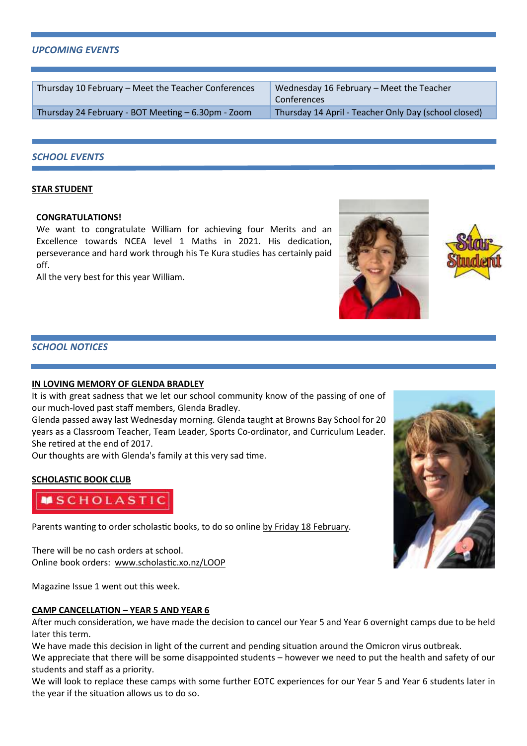## *UPCOMING EVENTS*

| Thursday 10 February – Meet the Teacher Conferences | Wednesday 16 February – Meet the Teacher Conferences |
|---|---|
| Thursday 24 February - BOT Meeting – 6.30pm - Zoom | Thursday 14 April - Teacher Only Day (school closed) |

## *SCHOOL EVENTS*

### STAR STUDENT

**CONGRATULATIONS!**

We want to congratulate William for achieving four Merits and an Excellence towards NCEA level 1 Maths in 2021. His dedication, perseverance and hard work through his Te Kura studies has certainly paid off.

All the very best for this year William.

## *SCHOOL NOTICES*

### IN LOVING MEMORY OF GLENDA BRADLEY

It is with great sadness that we let our school community know of the passing of one of our much-loved past staff members, Glenda Bradley.

Glenda passed away last Wednesday morning. Glenda taught at Browns Bay School for 20 years as a Classroom Teacher, Team Leader, Sports Co-ordinator, and Curriculum Leader. She retired at the end of 2017.

Our thoughts are with Glenda's family at this very sad time.

### SCHOLASTIC BOOK CLUB

SCHOLASTIC

Parents wanting to order scholastic books, to do so online by Friday 18 February.

There will be no cash orders at school.

Online book orders: www.scholastic.xo.nz/LOOP

Magazine Issue 1 went out this week.

### CAMP CANCELLATION – YEAR 5 AND YEAR 6

After much consideration, we have made the decision to cancel our Year 5 and Year 6 overnight camps due to be held later this term.

We have made this decision in light of the current and pending situation around the Omicron virus outbreak.

We appreciate that there will be some disappointed students – however we need to put the health and safety of our students and staff as a priority.

We will look to replace these camps with some further EOTC experiences for our Year 5 and Year 6 students later in the year if the situation allows us to do so.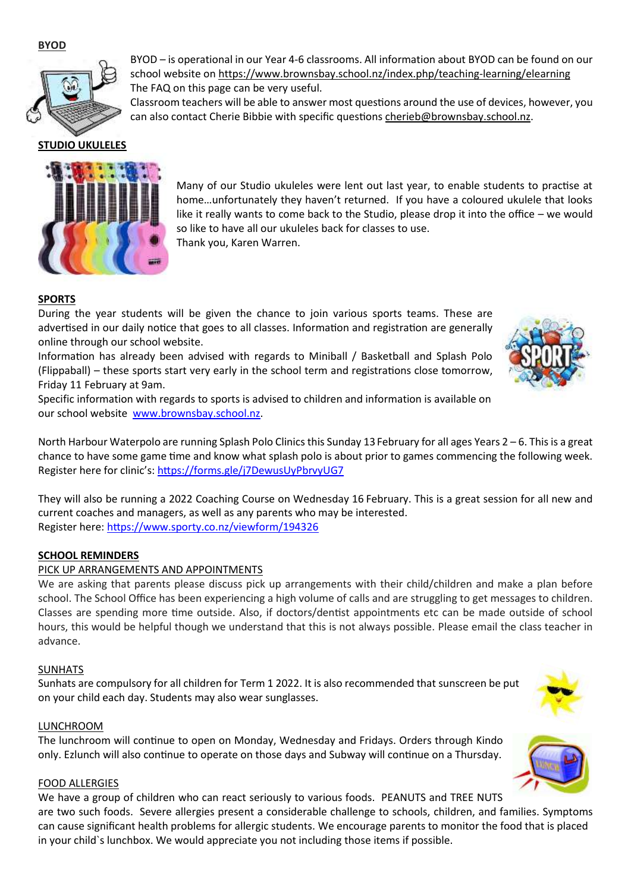**BYOD**

BYOD – is operational in our Year 4-6 classrooms. All information about BYOD can be found on our school website on https://www.brownsbay.school.nz/index.php/teaching-learning/elearning
The FAQ on this page can be very useful.
Classroom teachers will be able to answer most questions around the use of devices, however, you can also contact Cherie Bibbie with specific questions cherieb@brownsbay.school.nz.

**STUDIO UKULELES**

Many of our Studio ukuleles were lent out last year, to enable students to practise at home…unfortunately they haven't returned. If you have a coloured ukulele that looks like it really wants to come back to the Studio, please drop it into the office – we would so like to have all our ukuleles back for classes to use.
Thank you, Karen Warren.

**SPORTS**

During the year students will be given the chance to join various sports teams. These are advertised in our daily notice that goes to all classes. Information and registration are generally online through our school website.
Information has already been advised with regards to Miniball / Basketball and Splash Polo (Flippaball) – these sports start very early in the school term and registrations close tomorrow, Friday 11 February at 9am.
Specific information with regards to sports is advised to children and information is available on our school website www.brownsbay.school.nz.

North Harbour Waterpolo are running Splash Polo Clinics this Sunday 13 February for all ages Years 2 – 6. This is a great chance to have some game time and know what splash polo is about prior to games commencing the following week. Register here for clinic's: https://forms.gle/j7DewusUyPbrvyUG7

They will also be running a 2022 Coaching Course on Wednesday 16 February. This is a great session for all new and current coaches and managers, as well as any parents who may be interested.
Register here: https://www.sporty.co.nz/viewform/194326

**SCHOOL REMINDERS**

PICK UP ARRANGEMENTS AND APPOINTMENTS

We are asking that parents please discuss pick up arrangements with their child/children and make a plan before school. The School Office has been experiencing a high volume of calls and are struggling to get messages to children. Classes are spending more time outside. Also, if doctors/dentist appointments etc can be made outside of school hours, this would be helpful though we understand that this is not always possible. Please email the class teacher in advance.

SUNHATS

Sunhats are compulsory for all children for Term 1 2022. It is also recommended that sunscreen be put on your child each day. Students may also wear sunglasses.

LUNCHROOM

The lunchroom will continue to open on Monday, Wednesday and Fridays. Orders through Kindo only. Ezlunch will also continue to operate on those days and Subway will continue on a Thursday.

FOOD ALLERGIES

We have a group of children who can react seriously to various foods. PEANUTS and TREE NUTS are two such foods. Severe allergies present a considerable challenge to schools, children, and families. Symptoms can cause significant health problems for allergic students. We encourage parents to monitor the food that is placed in your child`s lunchbox. We would appreciate you not including those items if possible.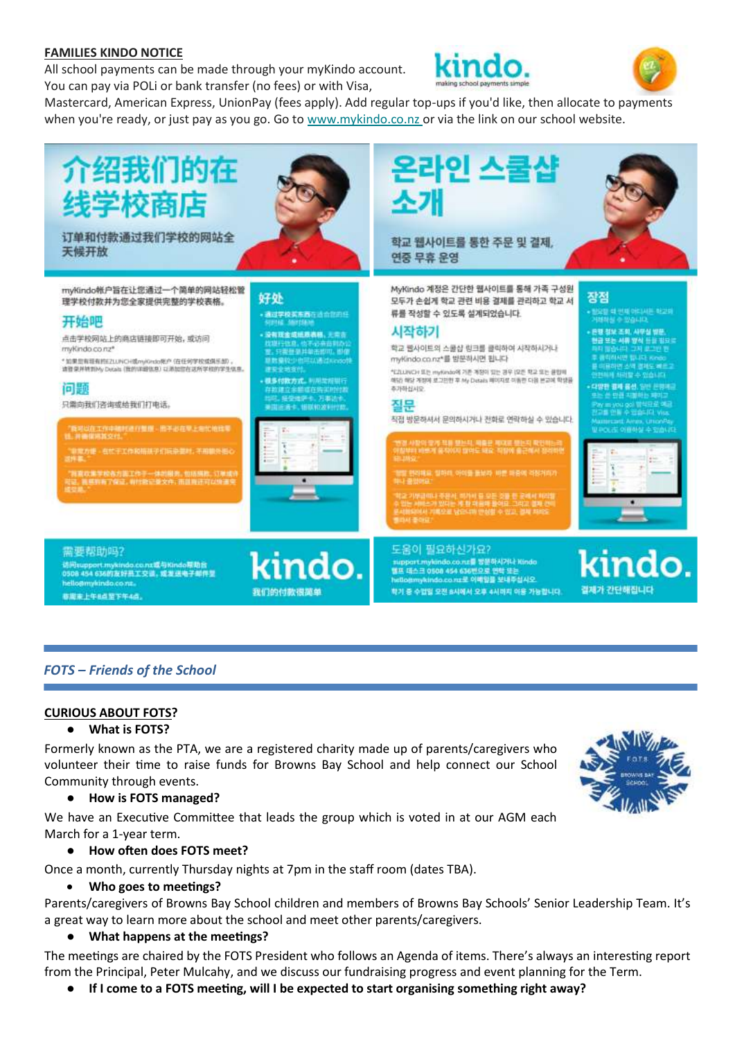**FAMILIES KINDO NOTICE**

All school payments can be made through your myKindo account. You can pay via POLi or bank transfer (no fees) or with Visa, Mastercard, American Express, UnionPay (fees apply). Add regular top-ups if you'd like, then allocate to payments when you're ready, or just pay as you go. Go to www.mykindo.co.nz or via the link on our school website.

# 介绍我们的在线学校商店

订单和付款通过我们学校的网站全天候开放

### 开始吧

### 问题

只需向我们咨询或给我们打电话。

### 好处

### 需要帮助吗?

kindo. 我们的付款很简单

# 온라인 스쿨샵 소개

학교 웹사이트를 통한 주문 및 결제, 연중 무휴 운영

MyKindo 계정은 간단한 웹사이트를 통해 가족 구성원 모두가 손쉽게 학교 관련 비용 결제를 관리하고 학교 서류를 작성할 수 있도록 설계되었습니다.

### 시작하기

### 질문

직접 방문해서서 문의하시거나 전화로 연락하실 수 있습니다.

### 장점

### 도움이 필요하신가요?

kindo. 결제가 간단해집니다

---

## *FOTS – Friends of the School*

---

**CURIOUS ABOUT FOTS?**

- **What is FOTS?**

Formerly known as the PTA, we are a registered charity made up of parents/caregivers who volunteer their time to raise funds for Browns Bay School and help connect our School Community through events.

- **How is FOTS managed?**

We have an Executive Committee that leads the group which is voted in at our AGM each March for a 1-year term.

- **How often does FOTS meet?**

Once a month, currently Thursday nights at 7pm in the staff room (dates TBA).

- **Who goes to meetings?**

Parents/caregivers of Browns Bay School children and members of Browns Bay Schools' Senior Leadership Team. It's a great way to learn more about the school and meet other parents/caregivers.

- **What happens at the meetings?**

The meetings are chaired by the FOTS President who follows an Agenda of items. There's always an interesting report from the Principal, Peter Mulcahy, and we discuss our fundraising progress and event planning for the Term.

- **If I come to a FOTS meeting, will I be expected to start organising something right away?**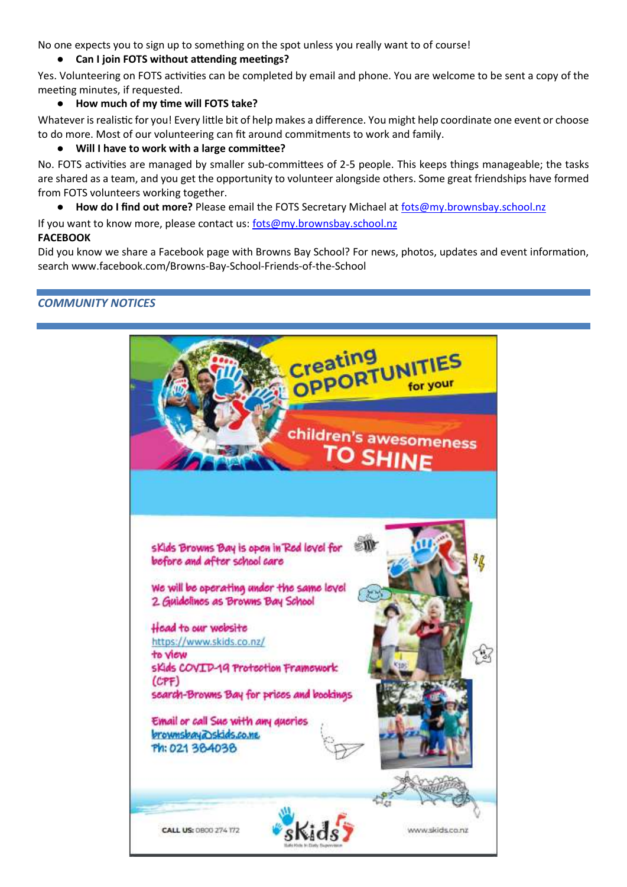No one expects you to sign up to something on the spot unless you really want to of course!

- **Can I join FOTS without attending meetings?**

Yes. Volunteering on FOTS activities can be completed by email and phone. You are welcome to be sent a copy of the meeting minutes, if requested.

- **How much of my time will FOTS take?**

Whatever is realistic for you! Every little bit of help makes a difference. You might help coordinate one event or choose to do more. Most of our volunteering can fit around commitments to work and family.

- **Will I have to work with a large committee?**

No. FOTS activities are managed by smaller sub-committees of 2-5 people. This keeps things manageable; the tasks are shared as a team, and you get the opportunity to volunteer alongside others. Some great friendships have formed from FOTS volunteers working together.

- **How do I find out more?** Please email the FOTS Secretary Michael at fots@my.brownsbay.school.nz

If you want to know more, please contact us: fots@my.brownsbay.school.nz

**FACEBOOK**

Did you know we share a Facebook page with Browns Bay School? For news, photos, updates and event information, search www.facebook.com/Browns-Bay-School-Friends-of-the-School

## *COMMUNITY NOTICES*

Creating OPPORTUNITIES for your children's awesomeness TO SHINE

sKids Browns Bay is open in Red level for before and after school care

We will be operating under the same level 2 Guidelines as Browns Bay School

Head to our website https://www.skids.co.nz/ to view sKids COVID-19 Protection Framework (CPF) search-Browns Bay for prices and bookings

Email or call Sue with any queries brownsbay@skids.co.nz Ph: 021 384038

CALL US: 0800 274 172

sKids

www.skids.co.nz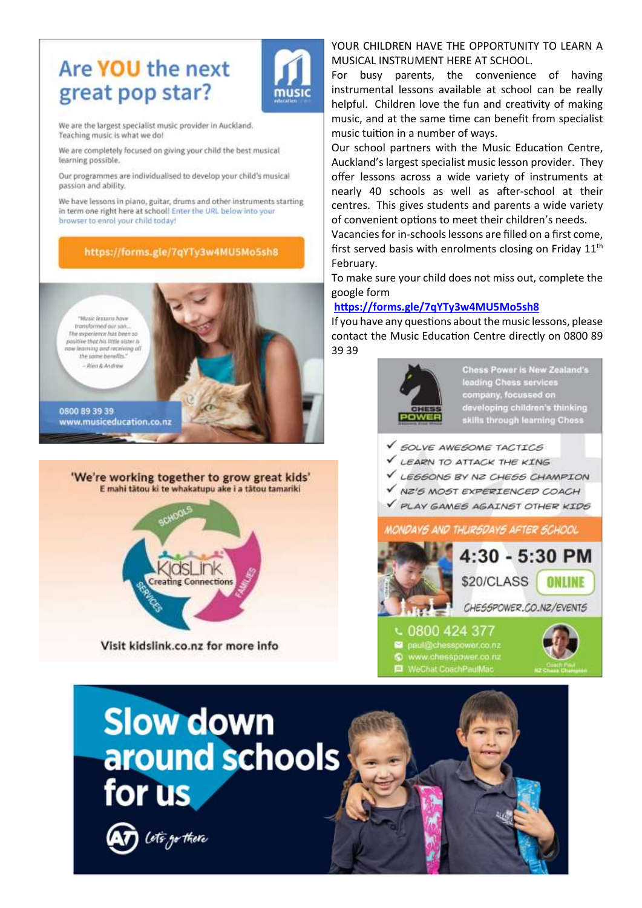# Are YOU the next great pop star?

music education

We are the largest specialist music provider in Auckland. Teaching music is what we do!

We are completely focused on giving your child the best musical learning possible.

Our programmes are individualised to develop your child's musical passion and ability.

We have lessons in piano, guitar, drums and other instruments starting in term one right here at school! Enter the URL below into your browser to enrol your child today!

https://forms.gle/7qYTy3w4MU5Mo5sh8

"Music lessons have transformed our son... The experience has been so positive that his little sister is now learning and receiving all the same benefits." – Rien & Andrew

0800 89 39 39
www.musiceducation.co.nz

YOUR CHILDREN HAVE THE OPPORTUNITY TO LEARN A MUSICAL INSTRUMENT HERE AT SCHOOL.

For busy parents, the convenience of having instrumental lessons available at school can be really helpful. Children love the fun and creativity of making music, and at the same time can benefit from specialist music tuition in a number of ways.

Our school partners with the Music Education Centre, Auckland's largest specialist music lesson provider. They offer lessons across a wide variety of instruments at nearly 40 schools as well as after-school at their centres. This gives students and parents a wide variety of convenient options to meet their children's needs.

Vacancies for in-schools lessons are filled on a first come, first served basis with enrolments closing on Friday 11th February.

To make sure your child does not miss out, complete the google form

**https://forms.gle/7qYTy3w4MU5Mo5sh8**

If you have any questions about the music lessons, please contact the Music Education Centre directly on 0800 89 39 39

## 'We're working together to grow great kids'

E mahi tātou ki te whakatupu ake i a tātou tamariki

KidsLink – Creating Connections

SCHOOLS – FAMILIES – SERVICES

Visit kidslink.co.nz for more info

## CHESS POWER

Chess Power is New Zealand's leading Chess services company, focussed on developing children's thinking skills through learning Chess

- ✓ SOLVE AWESOME TACTICS
- ✓ LEARN TO ATTACK THE KING
- ✓ LESSONS BY NZ CHESS CHAMPION
- ✓ NZ'S MOST EXPERIENCED COACH
- ✓ PLAY GAMES AGAINST OTHER KIDS

MONDAYS AND THURSDAYS AFTER SCHOOL

4:30 - 5:30 PM

$20/CLASS ONLINE

CHESSPOWER.CO.NZ/EVENTS

0800 424 377
paul@chesspower.co.nz
www.chesspower.co.nz
WeChat CoachPaulMac

Coach Paul NZ Chess Champion

# Slow down around schools for us

AT Let's go there